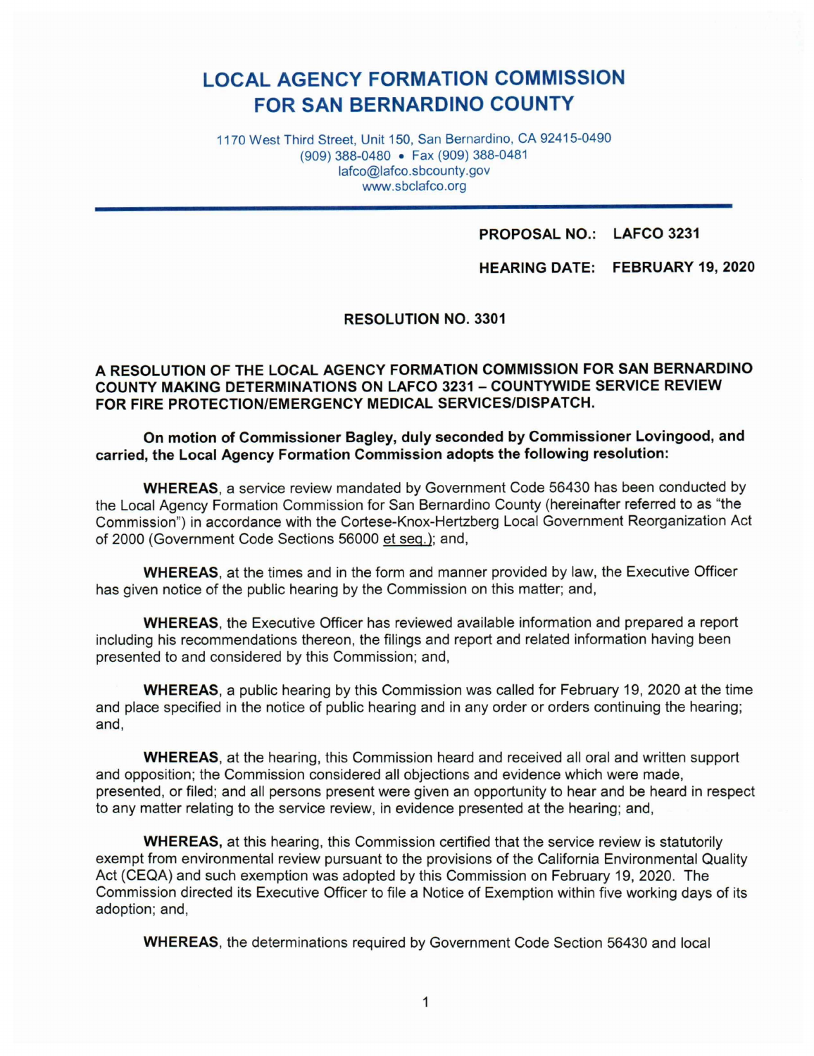# LOCAL AGENCY FORMATION COMMISSION FOR SAN BERNARDINO COUNTY

1170 West Third Street, Unit 150, San Bernardino, CA 92415-0490
(909) 388-0480 • Fax (909) 388-0481
lafco@lafco.sbcounty.gov
www.sbclafco.org

**PROPOSAL NO.: LAFCO 3231**

**HEARING DATE: FEBRUARY 19, 2020**

**RESOLUTION NO. 3301**

**A RESOLUTION OF THE LOCAL AGENCY FORMATION COMMISSION FOR SAN BERNARDINO COUNTY MAKING DETERMINATIONS ON LAFCO 3231 – COUNTYWIDE SERVICE REVIEW FOR FIRE PROTECTION/EMERGENCY MEDICAL SERVICES/DISPATCH.**

**On motion of Commissioner Bagley, duly seconded by Commissioner Lovingood, and carried, the Local Agency Formation Commission adopts the following resolution:**

**WHEREAS**, a service review mandated by Government Code 56430 has been conducted by the Local Agency Formation Commission for San Bernardino County (hereinafter referred to as "the Commission") in accordance with the Cortese-Knox-Hertzberg Local Government Reorganization Act of 2000 (Government Code Sections 56000 et seq.); and,

**WHEREAS**, at the times and in the form and manner provided by law, the Executive Officer has given notice of the public hearing by the Commission on this matter; and,

**WHEREAS**, the Executive Officer has reviewed available information and prepared a report including his recommendations thereon, the filings and report and related information having been presented to and considered by this Commission; and,

**WHEREAS**, a public hearing by this Commission was called for February 19, 2020 at the time and place specified in the notice of public hearing and in any order or orders continuing the hearing; and,

**WHEREAS**, at the hearing, this Commission heard and received all oral and written support and opposition; the Commission considered all objections and evidence which were made, presented, or filed; and all persons present were given an opportunity to hear and be heard in respect to any matter relating to the service review, in evidence presented at the hearing; and,

**WHEREAS,** at this hearing, this Commission certified that the service review is statutorily exempt from environmental review pursuant to the provisions of the California Environmental Quality Act (CEQA) and such exemption was adopted by this Commission on February 19, 2020. The Commission directed its Executive Officer to file a Notice of Exemption within five working days of its adoption; and,

**WHEREAS**, the determinations required by Government Code Section 56430 and local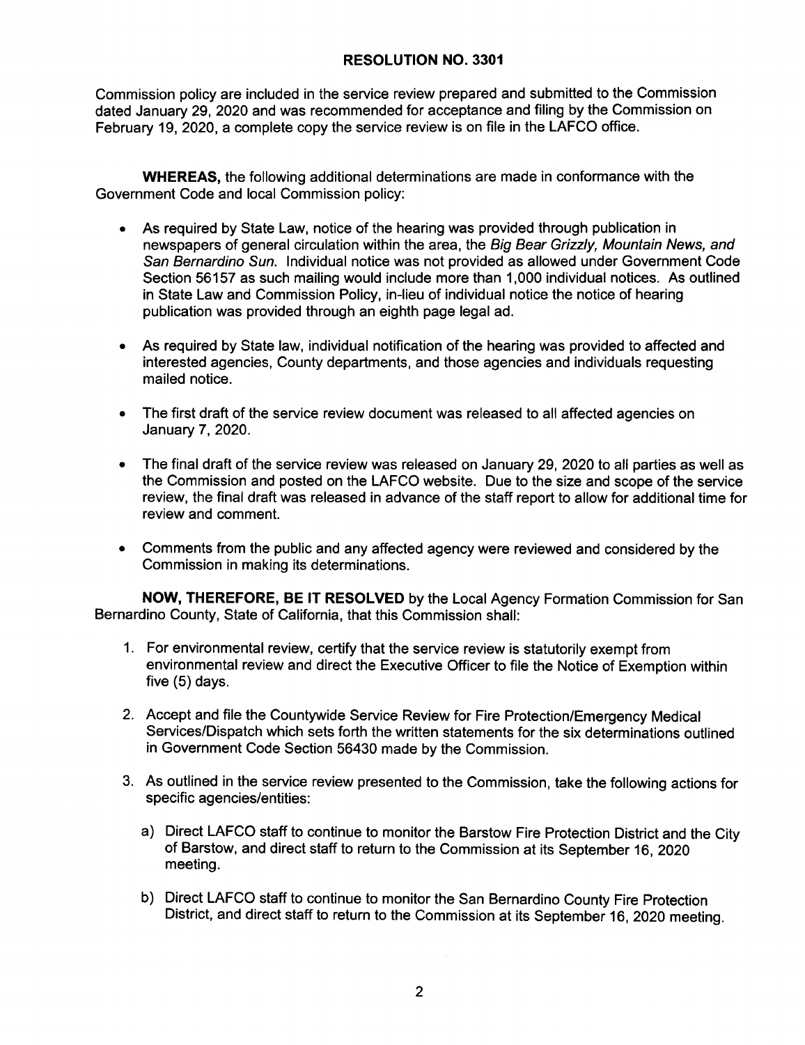## RESOLUTION NO. 3301

Commission policy are included in the service review prepared and submitted to the Commission dated January 29, 2020 and was recommended for acceptance and filing by the Commission on February 19, 2020, a complete copy the service review is on file in the LAFCO office.

**WHEREAS,** the following additional determinations are made in conformance with the Government Code and local Commission policy:

- As required by State Law, notice of the hearing was provided through publication in newspapers of general circulation within the area, the *Big Bear Grizzly, Mountain News, and San Bernardino Sun*. Individual notice was not provided as allowed under Government Code Section 56157 as such mailing would include more than 1,000 individual notices. As outlined in State Law and Commission Policy, in-lieu of individual notice the notice of hearing publication was provided through an eighth page legal ad.
- As required by State law, individual notification of the hearing was provided to affected and interested agencies, County departments, and those agencies and individuals requesting mailed notice.
- The first draft of the service review document was released to all affected agencies on January 7, 2020.
- The final draft of the service review was released on January 29, 2020 to all parties as well as the Commission and posted on the LAFCO website. Due to the size and scope of the service review, the final draft was released in advance of the staff report to allow for additional time for review and comment.
- Comments from the public and any affected agency were reviewed and considered by the Commission in making its determinations.

**NOW, THEREFORE, BE IT RESOLVED** by the Local Agency Formation Commission for San Bernardino County, State of California, that this Commission shall:

1. For environmental review, certify that the service review is statutorily exempt from environmental review and direct the Executive Officer to file the Notice of Exemption within five (5) days.
2. Accept and file the Countywide Service Review for Fire Protection/Emergency Medical Services/Dispatch which sets forth the written statements for the six determinations outlined in Government Code Section 56430 made by the Commission.
3. As outlined in the service review presented to the Commission, take the following actions for specific agencies/entities:
   a) Direct LAFCO staff to continue to monitor the Barstow Fire Protection District and the City of Barstow, and direct staff to return to the Commission at its September 16, 2020 meeting.
   b) Direct LAFCO staff to continue to monitor the San Bernardino County Fire Protection District, and direct staff to return to the Commission at its September 16, 2020 meeting.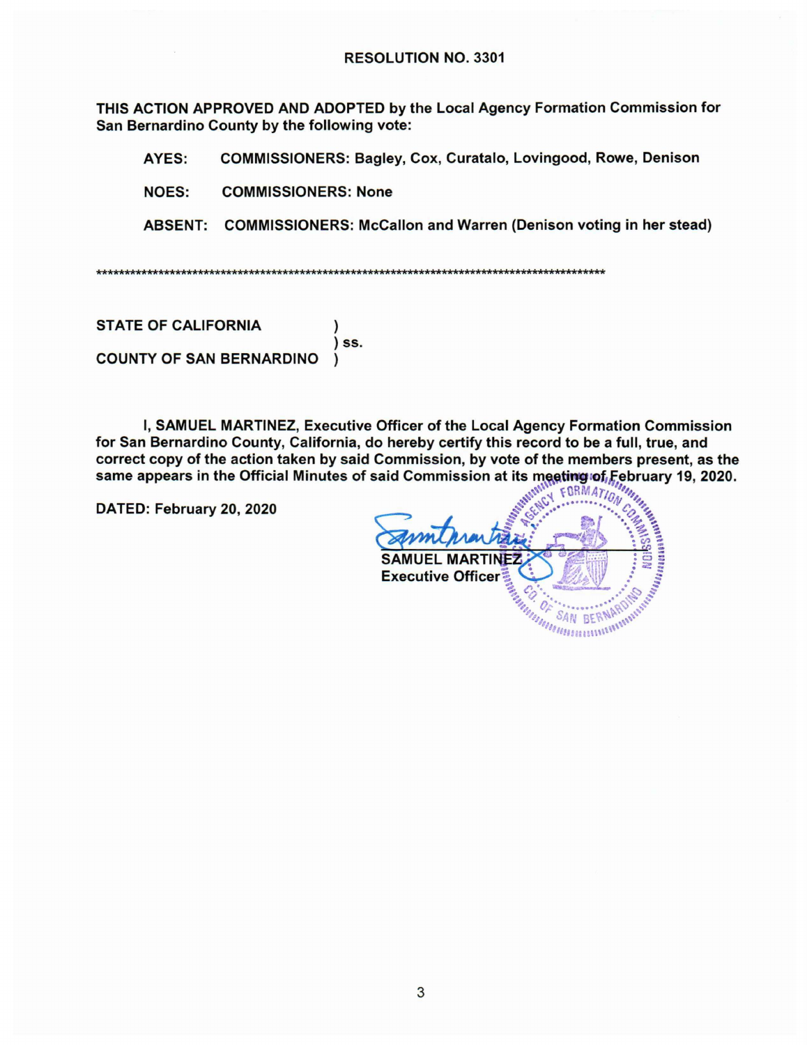**RESOLUTION NO. 3301**

**THIS ACTION APPROVED AND ADOPTED by the Local Agency Formation Commission for San Bernardino County by the following vote:**

**AYES:** **COMMISSIONERS: Bagley, Cox, Curatalo, Lovingood, Rowe, Denison**

**NOES:** **COMMISSIONERS: None**

**ABSENT:** **COMMISSIONERS: McCallon and Warren (Denison voting in her stead)**

*****************************************************************************************************

**STATE OF CALIFORNIA** )
) **ss.**
**COUNTY OF SAN BERNARDINO** )

**I, SAMUEL MARTINEZ, Executive Officer of the Local Agency Formation Commission for San Bernardino County, California, do hereby certify this record to be a full, true, and correct copy of the action taken by said Commission, by vote of the members present, as the same appears in the Official Minutes of said Commission at its meeting of February 19, 2020.**

**DATED: February 20, 2020**

**SAMUEL MARTINEZ**
**Executive Officer**